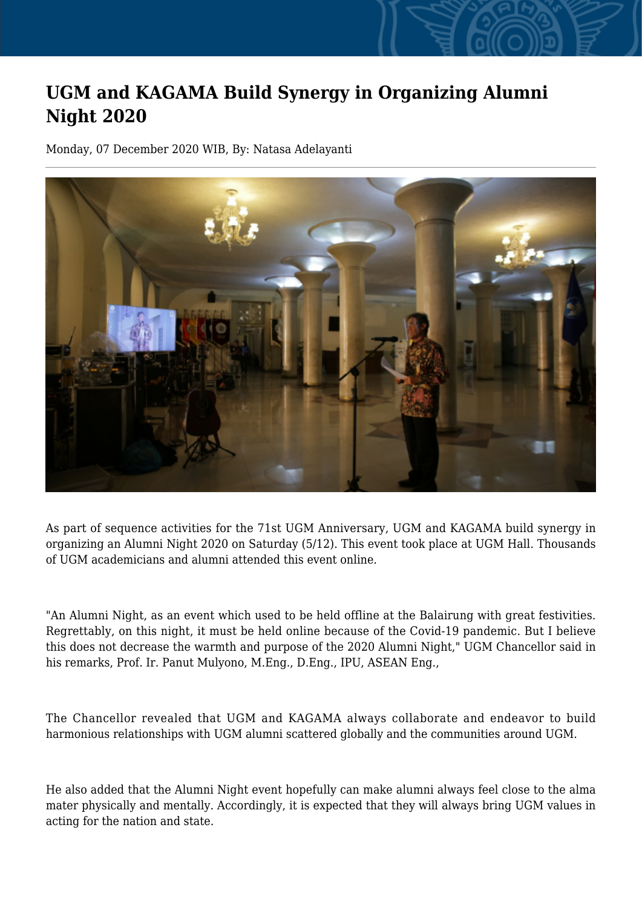# UGM and KAGAMA Build Synergy in Organizing Alumni Night 2020

Monday, 07 December 2020 WIB, By: Natasa Adelayanti

As part of sequence activities for the 71st UGM Anniversary, UGM and KAGAMA build synergy in organizing an Alumni Night 2020 on Saturday (5/12). This event took place at UGM Hall. Thousands of UGM academicians and alumni attended this event online.

"An Alumni Night, as an event which used to be held offline at the Balairung with great festivities. Regrettably, on this night, it must be held online because of the Covid-19 pandemic. But I believe this does not decrease the warmth and purpose of the 2020 Alumni Night," UGM Chancellor said in his remarks, Prof. Ir. Panut Mulyono, M.Eng., D.Eng., IPU, ASEAN Eng.,

The Chancellor revealed that UGM and KAGAMA always collaborate and endeavor to build harmonious relationships with UGM alumni scattered globally and the communities around UGM.

He also added that the Alumni Night event hopefully can make alumni always feel close to the alma mater physically and mentally. Accordingly, it is expected that they will always bring UGM values in acting for the nation and state.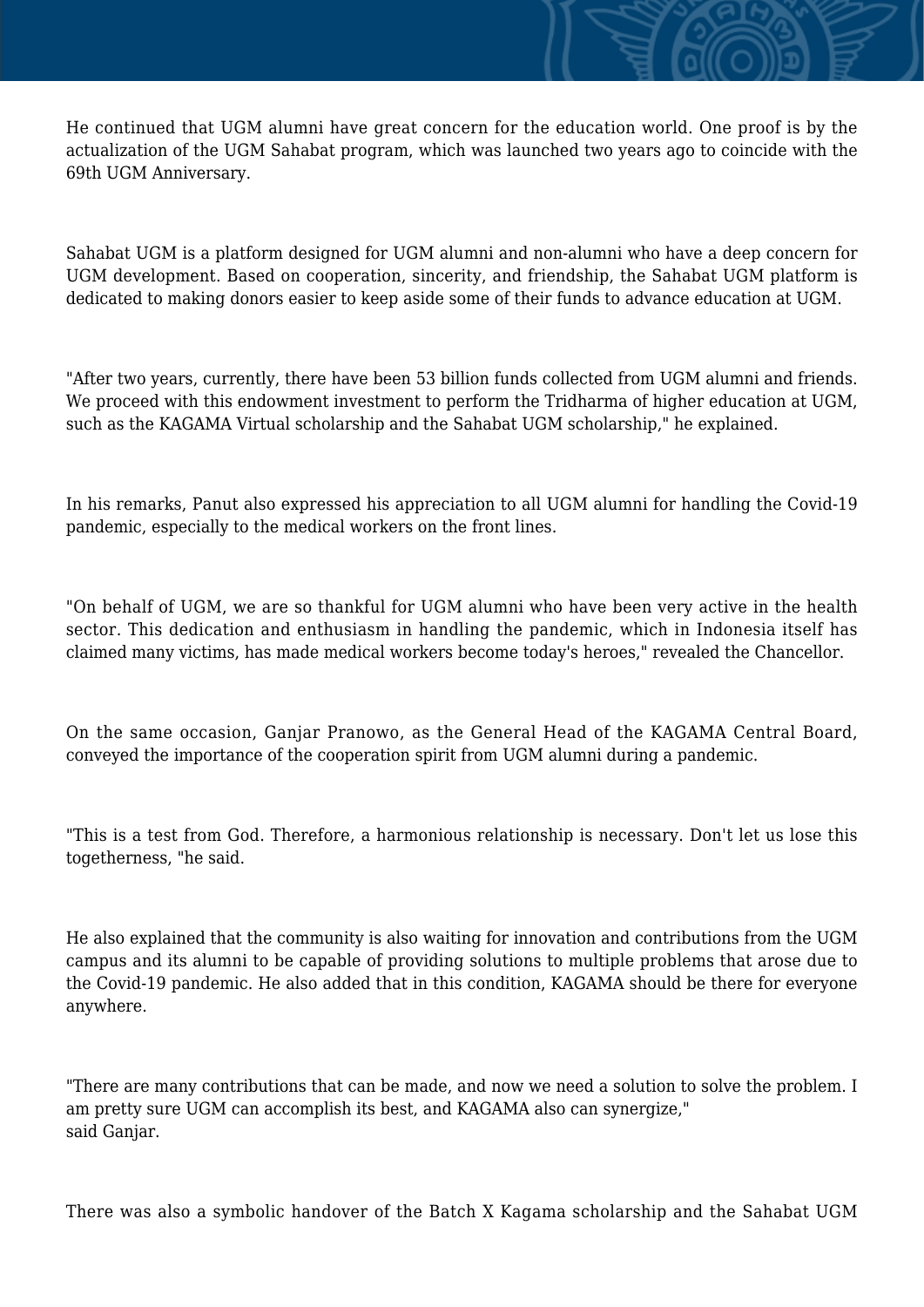He continued that UGM alumni have great concern for the education world. One proof is by the actualization of the UGM Sahabat program, which was launched two years ago to coincide with the 69th UGM Anniversary.

Sahabat UGM is a platform designed for UGM alumni and non-alumni who have a deep concern for UGM development. Based on cooperation, sincerity, and friendship, the Sahabat UGM platform is dedicated to making donors easier to keep aside some of their funds to advance education at UGM.

"After two years, currently, there have been 53 billion funds collected from UGM alumni and friends. We proceed with this endowment investment to perform the Tridharma of higher education at UGM, such as the KAGAMA Virtual scholarship and the Sahabat UGM scholarship," he explained.

In his remarks, Panut also expressed his appreciation to all UGM alumni for handling the Covid-19 pandemic, especially to the medical workers on the front lines.

"On behalf of UGM, we are so thankful for UGM alumni who have been very active in the health sector. This dedication and enthusiasm in handling the pandemic, which in Indonesia itself has claimed many victims, has made medical workers become today's heroes," revealed the Chancellor.

On the same occasion, Ganjar Pranowo, as the General Head of the KAGAMA Central Board, conveyed the importance of the cooperation spirit from UGM alumni during a pandemic.

"This is a test from God. Therefore, a harmonious relationship is necessary. Don't let us lose this togetherness, "he said.

He also explained that the community is also waiting for innovation and contributions from the UGM campus and its alumni to be capable of providing solutions to multiple problems that arose due to the Covid-19 pandemic. He also added that in this condition, KAGAMA should be there for everyone anywhere.

"There are many contributions that can be made, and now we need a solution to solve the problem. I am pretty sure UGM can accomplish its best, and KAGAMA also can synergize," said Ganjar.

There was also a symbolic handover of the Batch X Kagama scholarship and the Sahabat UGM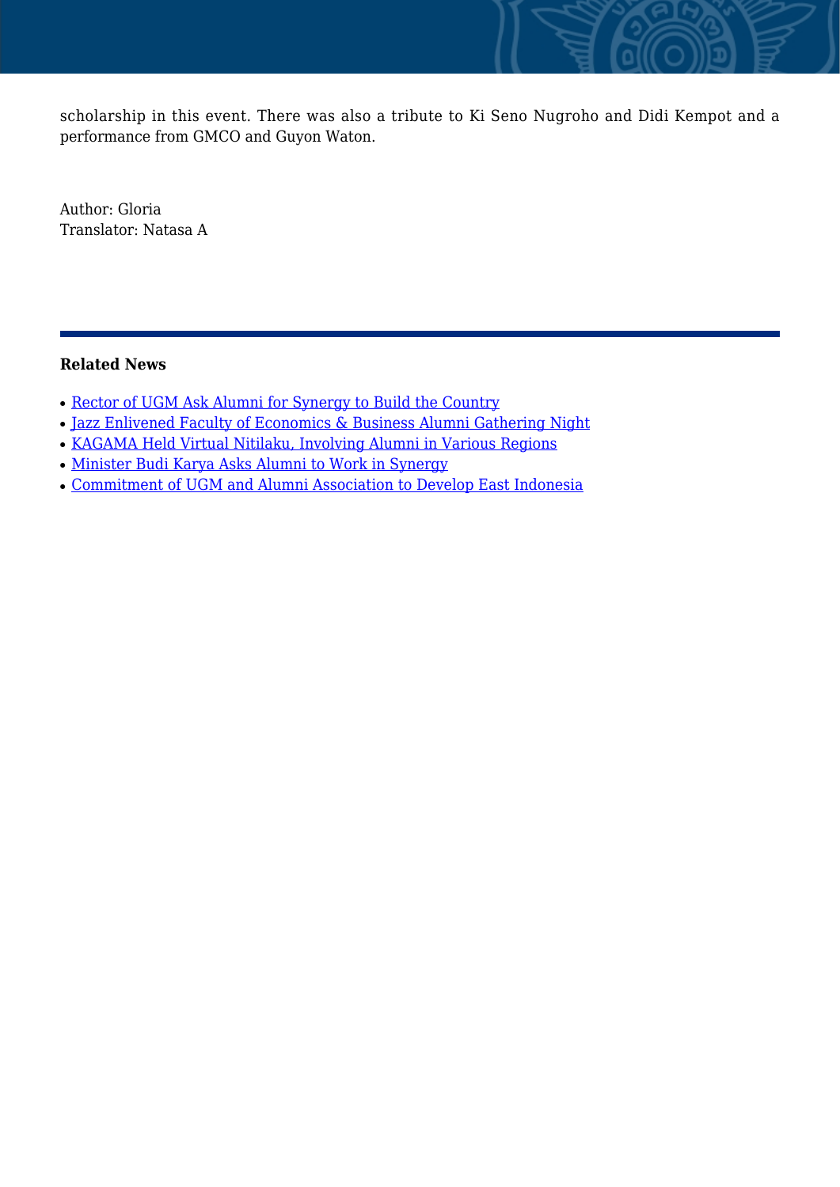scholarship in this event. There was also a tribute to Ki Seno Nugroho and Didi Kempot and a performance from GMCO and Guyon Waton.

Author: Gloria
Translator: Natasa A

---

**Related News**

- Rector of UGM Ask Alumni for Synergy to Build the Country
- Jazz Enlivened Faculty of Economics & Business Alumni Gathering Night
- KAGAMA Held Virtual Nitilaku, Involving Alumni in Various Regions
- Minister Budi Karya Asks Alumni to Work in Synergy
- Commitment of UGM and Alumni Association to Develop East Indonesia